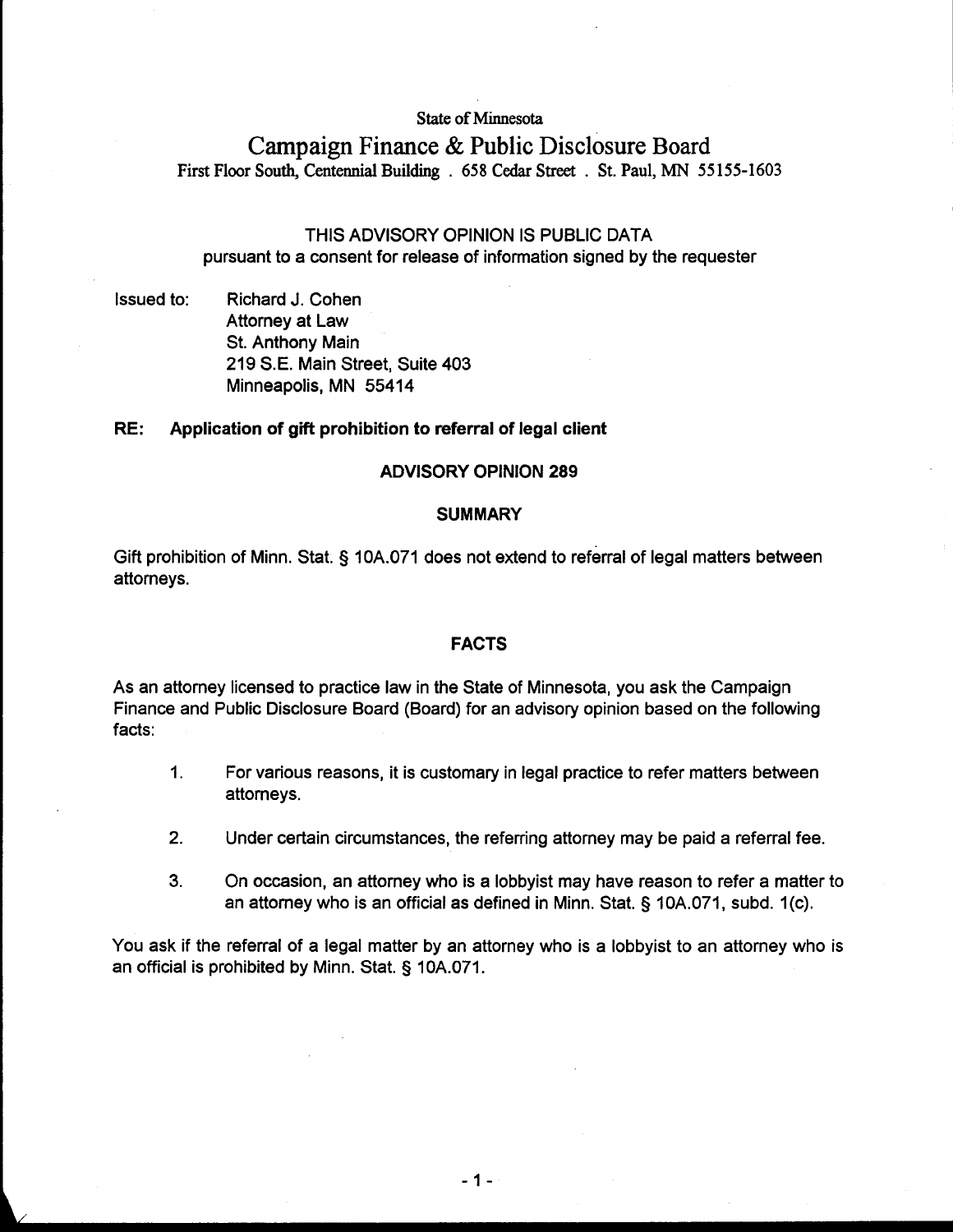State of Minnesota

# Campaign Finance & Public Disclosure Board

First Floor South, Centennial Building . 658 Cedar Street . St. Paul, MN 55155-1603

THIS ADVISORY OPINION IS PUBLIC DATA
pursuant to a consent for release of information signed by the requester

Issued to: Richard J. Cohen
Attorney at Law
St. Anthony Main
219 S.E. Main Street, Suite 403
Minneapolis, MN 55414

**RE: Application of gift prohibition to referral of legal client**

## ADVISORY OPINION 289

### SUMMARY

Gift prohibition of Minn. Stat. § 10A.071 does not extend to referral of legal matters between attorneys.

### FACTS

As an attorney licensed to practice law in the State of Minnesota, you ask the Campaign Finance and Public Disclosure Board (Board) for an advisory opinion based on the following facts:

1. For various reasons, it is customary in legal practice to refer matters between attorneys.
2. Under certain circumstances, the referring attorney may be paid a referral fee.
3. On occasion, an attorney who is a lobbyist may have reason to refer a matter to an attorney who is an official as defined in Minn. Stat. § 10A.071, subd. 1(c).

You ask if the referral of a legal matter by an attorney who is a lobbyist to an attorney who is an official is prohibited by Minn. Stat. § 10A.071.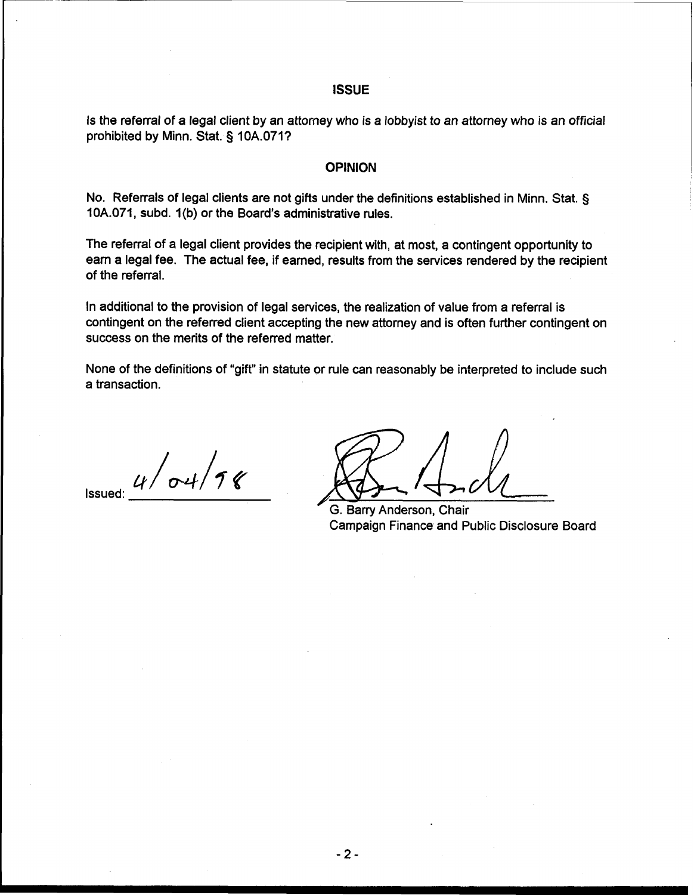## ISSUE

Is the referral of a legal client by an attorney who is a lobbyist to an attorney who is an official prohibited by Minn. Stat. § 10A.071?

## OPINION

No. Referrals of legal clients are not gifts under the definitions established in Minn. Stat. § 10A.071, subd. 1(b) or the Board's administrative rules.

The referral of a legal client provides the recipient with, at most, a contingent opportunity to earn a legal fee. The actual fee, if earned, results from the services rendered by the recipient of the referral.

In additional to the provision of legal services, the realization of value from a referral is contingent on the referred client accepting the new attorney and is often further contingent on success on the merits of the referred matter.

None of the definitions of "gift" in statute or rule can reasonably be interpreted to include such a transaction.

Issued: 4/04/98

G. Barry Anderson, Chair
Campaign Finance and Public Disclosure Board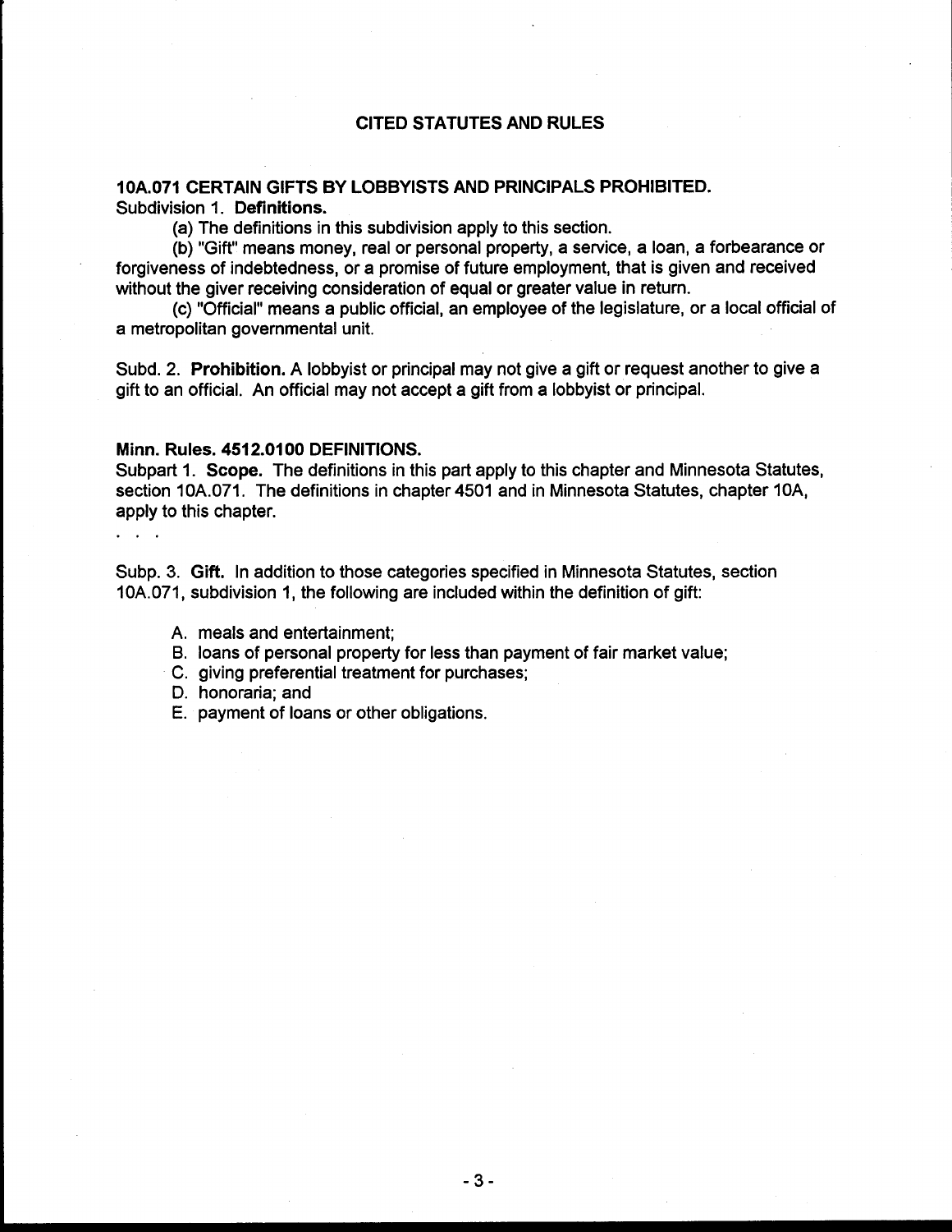## CITED STATUTES AND RULES

**10A.071 CERTAIN GIFTS BY LOBBYISTS AND PRINCIPALS PROHIBITED.**
Subdivision 1. **Definitions.**

(a) The definitions in this subdivision apply to this section.

(b) "Gift" means money, real or personal property, a service, a loan, a forbearance or forgiveness of indebtedness, or a promise of future employment, that is given and received without the giver receiving consideration of equal or greater value in return.

(c) "Official" means a public official, an employee of the legislature, or a local official of a metropolitan governmental unit.

Subd. 2. **Prohibition.** A lobbyist or principal may not give a gift or request another to give a gift to an official. An official may not accept a gift from a lobbyist or principal.

**Minn. Rules. 4512.0100 DEFINITIONS.**
Subpart 1. **Scope.** The definitions in this part apply to this chapter and Minnesota Statutes, section 10A.071. The definitions in chapter 4501 and in Minnesota Statutes, chapter 10A, apply to this chapter.

. . .

Subp. 3. **Gift.** In addition to those categories specified in Minnesota Statutes, section 10A.071, subdivision 1, the following are included within the definition of gift:

A. meals and entertainment;
B. loans of personal property for less than payment of fair market value;
C. giving preferential treatment for purchases;
D. honoraria; and
E. payment of loans or other obligations.